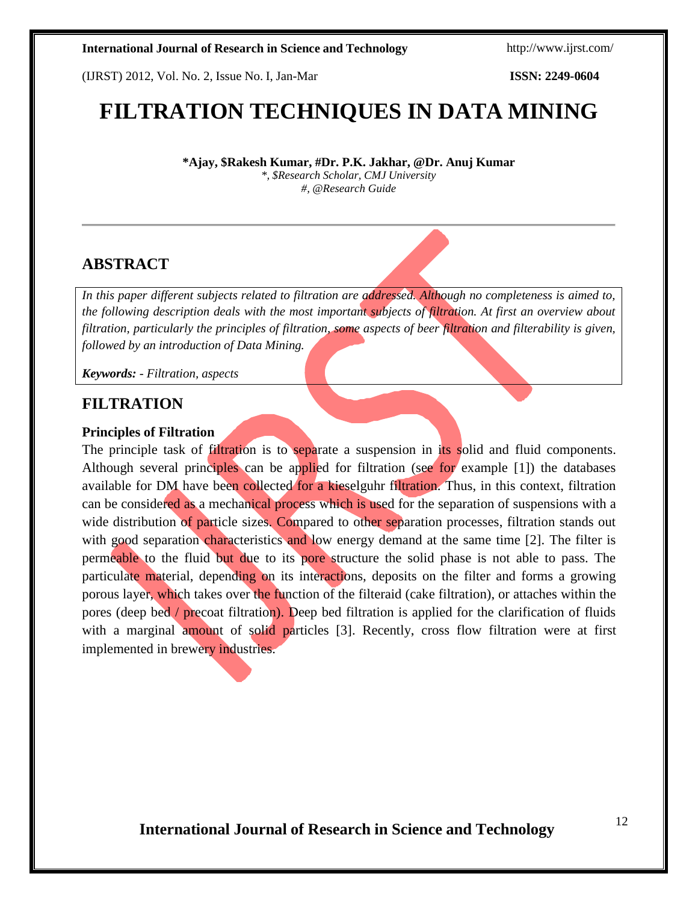# FILTRATION TECHNIQUES IN DATA MINING

**\*Ajay, $Rakesh Kumar, #Dr. P.K. Jakhar, @Dr. Anuj Kumar**

*\*, $Research Scholar, CMJ University*

*#, @Research Guide*

---

## ABSTRACT

*In this paper different subjects related to filtration are addressed. Although no completeness is aimed to, the following description deals with the most important subjects of filtration. At first an overview about filtration, particularly the principles of filtration, some aspects of beer filtration and filterability is given, followed by an introduction of Data Mining.*

***Keywords:** - Filtration, aspects*

## FILTRATION

### Principles of Filtration

The principle task of filtration is to separate a suspension in its solid and fluid components. Although several principles can be applied for filtration (see for example [1]) the databases available for DM have been collected for a kieselguhr filtration. Thus, in this context, filtration can be considered as a mechanical process which is used for the separation of suspensions with a wide distribution of particle sizes. Compared to other separation processes, filtration stands out with good separation characteristics and low energy demand at the same time [2]. The filter is permeable to the fluid but due to its pore structure the solid phase is not able to pass. The particulate material, depending on its interactions, deposits on the filter and forms a growing porous layer, which takes over the function of the filteraid (cake filtration), or attaches within the pores (deep bed / precoat filtration). Deep bed filtration is applied for the clarification of fluids with a marginal amount of solid particles [3]. Recently, cross flow filtration were at first implemented in brewery industries.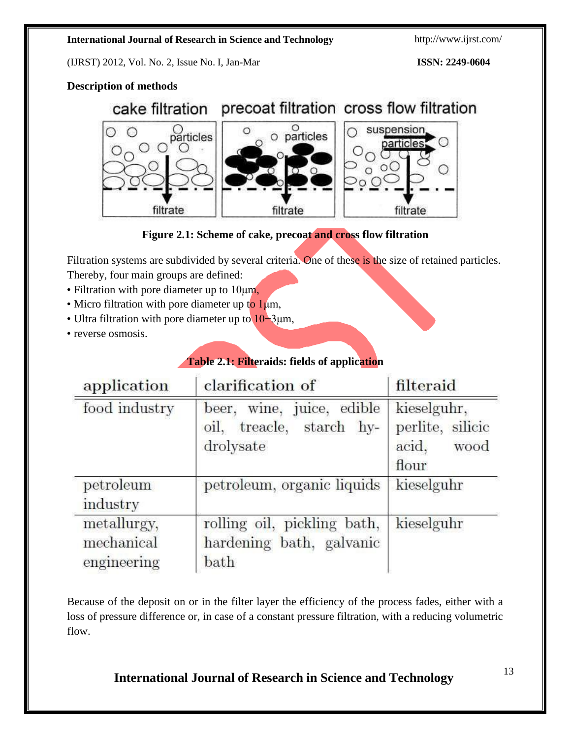**Description of methods**

Figure 2.1: Scheme of cake, precoat and cross flow filtration

Filtration systems are subdivided by several criteria. One of these is the size of retained particles. Thereby, four main groups are defined:

- Filtration with pore diameter up to 10μm,
- Micro filtration with pore diameter up to 1μm,
- Ultra filtration with pore diameter up to $10^{-3}$μm,
- reverse osmosis.

**Table 2.1: Filteraids: fields of application**

| application | clarification of | filteraid |
|---|---|---|
| food industry | beer, wine, juice, edible oil, treacle, starch hydrolysate | kieselguhr, perlite, silicic acid, wood flour |
| petroleum industry | petroleum, organic liquids | kieselguhr |
| metallurgy, mechanical engineering | rolling oil, pickling bath, hardening bath, galvanic bath | kieselguhr |

Because of the deposit on or in the filter layer the efficiency of the process fades, either with a loss of pressure difference or, in case of a constant pressure filtration, with a reducing volumetric flow.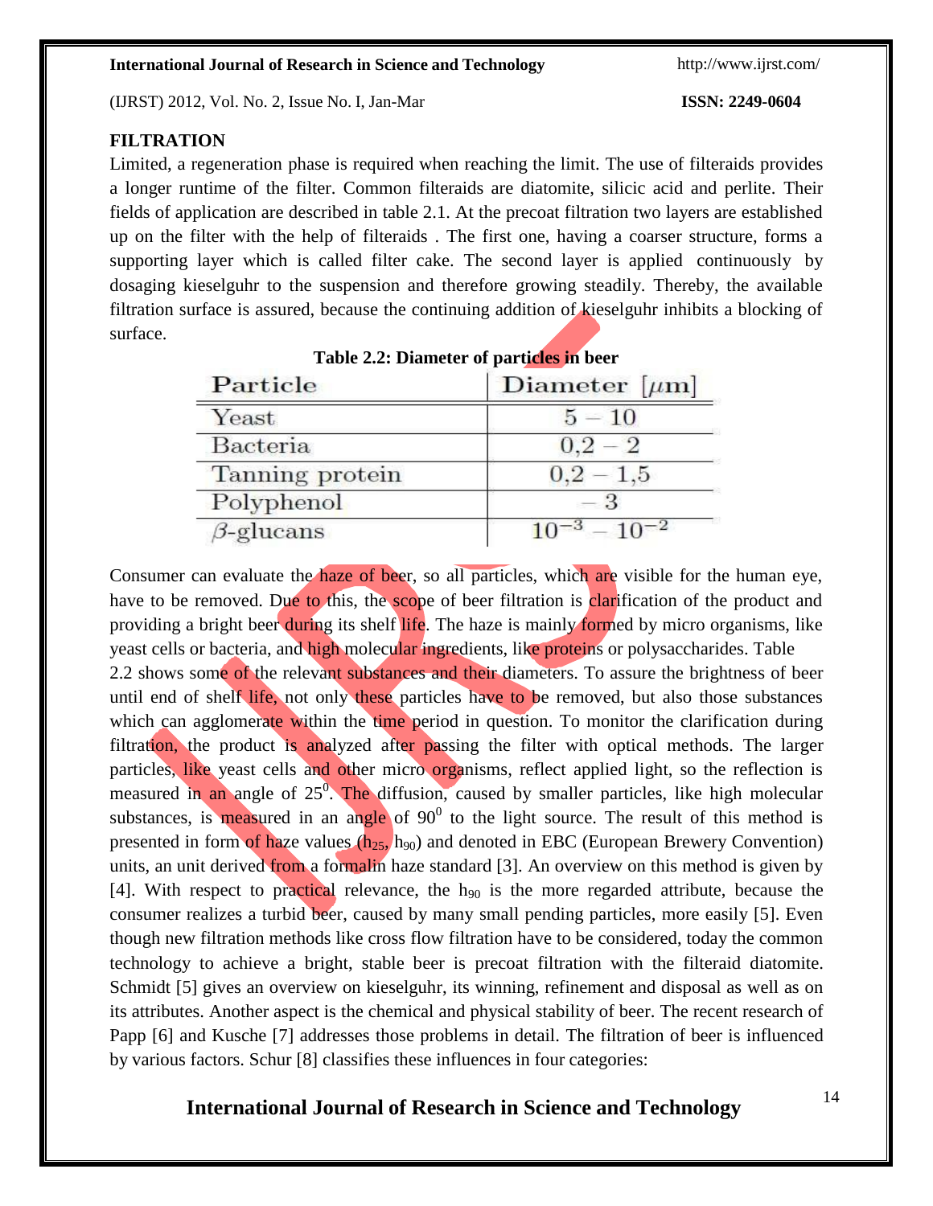## FILTRATION

Limited, a regeneration phase is required when reaching the limit. The use of filteraids provides a longer runtime of the filter. Common filteraids are diatomite, silicic acid and perlite. Their fields of application are described in table 2.1. At the precoat filtration two layers are established up on the filter with the help of filteraids . The first one, having a coarser structure, forms a supporting layer which is called filter cake. The second layer is applied continuously by dosaging kieselguhr to the suspension and therefore growing steadily. Thereby, the available filtration surface is assured, because the continuing addition of kieselguhr inhibits a blocking of surface.

**Table 2.2: Diameter of particles in beer**

| Particle | Diameter [$\mu$m] |
|---|---|
| Yeast | $5 - 10$ |
| Bacteria | $0,2 - 2$ |
| Tanning protein | $0,2 - 1,5$ |
| Polyphenol | $- 3$ |
| $\beta$-glucans | $10^{-3} - 10^{-2}$ |

Consumer can evaluate the haze of beer, so all particles, which are visible for the human eye, have to be removed. Due to this, the scope of beer filtration is clarification of the product and providing a bright beer during its shelf life. The haze is mainly formed by micro organisms, like yeast cells or bacteria, and high molecular ingredients, like proteins or polysaccharides. Table 2.2 shows some of the relevant substances and their diameters. To assure the brightness of beer until end of shelf life, not only these particles have to be removed, but also those substances which can agglomerate within the time period in question. To monitor the clarification during filtration, the product is analyzed after passing the filter with optical methods. The larger particles, like yeast cells and other micro organisms, reflect applied light, so the reflection is measured in an angle of $25^0$. The diffusion, caused by smaller particles, like high molecular substances, is measured in an angle of $90^0$ to the light source. The result of this method is presented in form of haze values ($h_{25}$, $h_{90}$) and denoted in EBC (European Brewery Convention) units, an unit derived from a formalin haze standard [3]. An overview on this method is given by [4]. With respect to practical relevance, the $h_{90}$ is the more regarded attribute, because the consumer realizes a turbid beer, caused by many small pending particles, more easily [5]. Even though new filtration methods like cross flow filtration have to be considered, today the common technology to achieve a bright, stable beer is precoat filtration with the filteraid diatomite. Schmidt [5] gives an overview on kieselguhr, its winning, refinement and disposal as well as on its attributes. Another aspect is the chemical and physical stability of beer. The recent research of Papp [6] and Kusche [7] addresses those problems in detail. The filtration of beer is influenced by various factors. Schur [8] classifies these influences in four categories: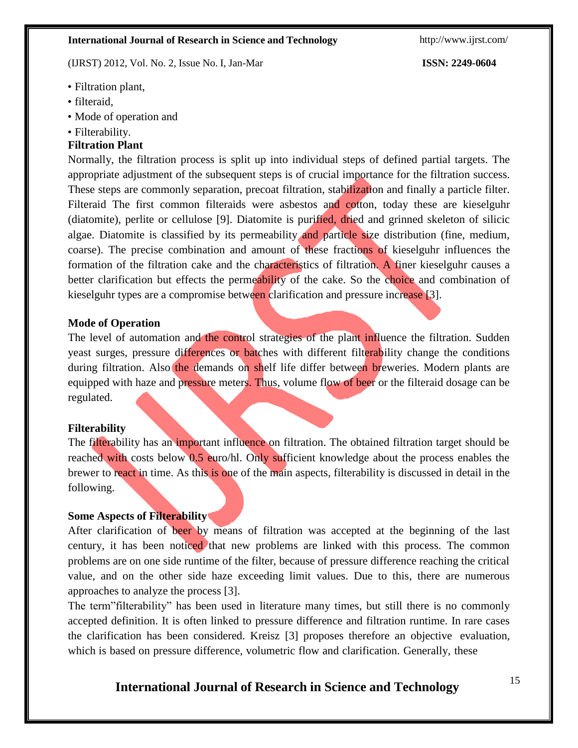- Filtration plant,
- filteraid,
- Mode of operation and
- Filterability.

**Filtration Plant**

Normally, the filtration process is split up into individual steps of defined partial targets. The appropriate adjustment of the subsequent steps is of crucial importance for the filtration success. These steps are commonly separation, precoat filtration, stabilization and finally a particle filter. Filteraid The first common filteraids were asbestos and cotton, today these are kieselguhr (diatomite), perlite or cellulose [9]. Diatomite is purified, dried and grinned skeleton of silicic algae. Diatomite is classified by its permeability and particle size distribution (fine, medium, coarse). The precise combination and amount of these fractions of kieselguhr influences the formation of the filtration cake and the characteristics of filtration. A finer kieselguhr causes a better clarification but effects the permeability of the cake. So the choice and combination of kieselguhr types are a compromise between clarification and pressure increase [3].

**Mode of Operation**

The level of automation and the control strategies of the plant influence the filtration. Sudden yeast surges, pressure differences or batches with different filterability change the conditions during filtration. Also the demands on shelf life differ between breweries. Modern plants are equipped with haze and pressure meters. Thus, volume flow of beer or the filteraid dosage can be regulated.

**Filterability**

The filterability has an important influence on filtration. The obtained filtration target should be reached with costs below 0.5 euro/hl. Only sufficient knowledge about the process enables the brewer to react in time. As this is one of the main aspects, filterability is discussed in detail in the following.

**Some Aspects of Filterability**

After clarification of beer by means of filtration was accepted at the beginning of the last century, it has been noticed that new problems are linked with this process. The common problems are on one side runtime of the filter, because of pressure difference reaching the critical value, and on the other side haze exceeding limit values. Due to this, there are numerous approaches to analyze the process [3].

The term"filterability" has been used in literature many times, but still there is no commonly accepted definition. It is often linked to pressure difference and filtration runtime. In rare cases the clarification has been considered. Kreisz [3] proposes therefore an objective evaluation, which is based on pressure difference, volumetric flow and clarification. Generally, these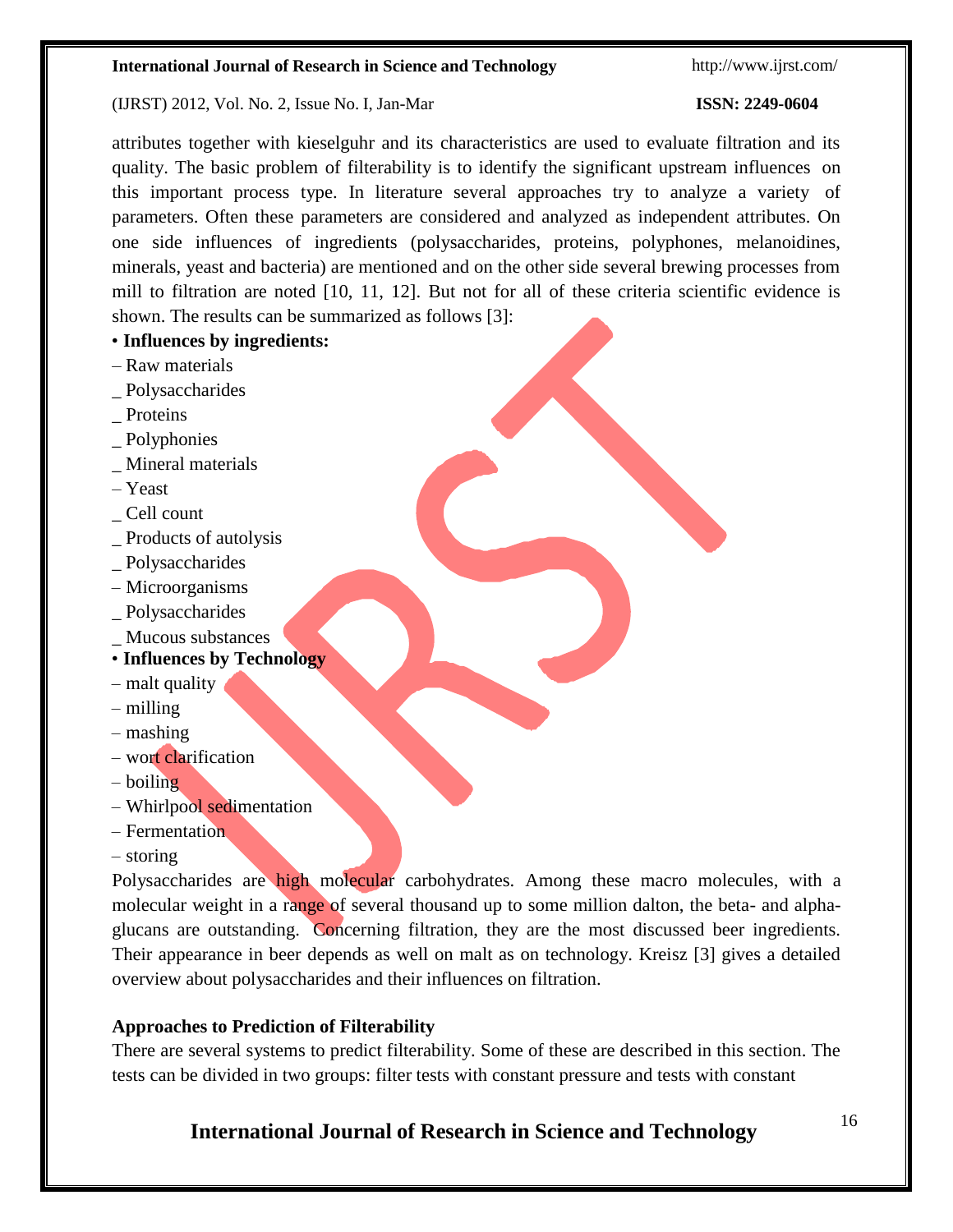attributes together with kieselguhr and its characteristics are used to evaluate filtration and its quality. The basic problem of filterability is to identify the significant upstream influences on this important process type. In literature several approaches try to analyze a variety of parameters. Often these parameters are considered and analyzed as independent attributes. On one side influences of ingredients (polysaccharides, proteins, polyphones, melanoidines, minerals, yeast and bacteria) are mentioned and on the other side several brewing processes from mill to filtration are noted [10, 11, 12]. But not for all of these criteria scientific evidence is shown. The results can be summarized as follows [3]:

• **Influences by ingredients:**

– Raw materials

_ Polysaccharides

_ Proteins

_ Polyphonies

_ Mineral materials

– Yeast

_ Cell count

_ Products of autolysis

_ Polysaccharides

– Microorganisms

_ Polysaccharides

_ Mucous substances

• **Influences by Technology**

– malt quality

– milling

– mashing

– wort clarification

– boiling

– Whirlpool sedimentation

– Fermentation

– storing

Polysaccharides are high molecular carbohydrates. Among these macro molecules, with a molecular weight in a range of several thousand up to some million dalton, the beta- and alpha-glucans are outstanding. Concerning filtration, they are the most discussed beer ingredients. Their appearance in beer depends as well on malt as on technology. Kreisz [3] gives a detailed overview about polysaccharides and their influences on filtration.

**Approaches to Prediction of Filterability**

There are several systems to predict filterability. Some of these are described in this section. The tests can be divided in two groups: filter tests with constant pressure and tests with constant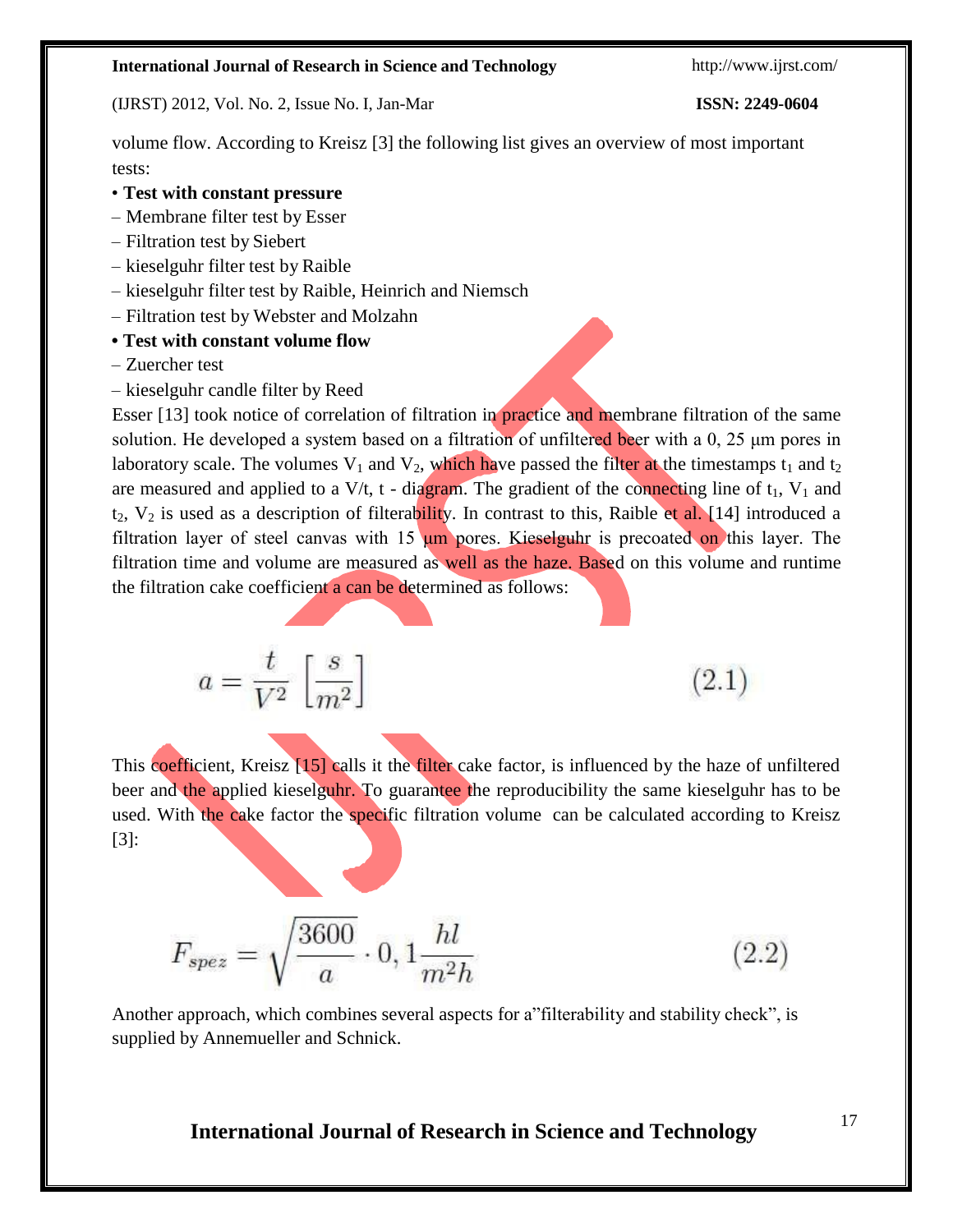volume flow. According to Kreisz [3] the following list gives an overview of most important tests:

- **Test with constant pressure**
  - Membrane filter test by Esser
  - Filtration test by Siebert
  - kieselguhr filter test by Raible
  - kieselguhr filter test by Raible, Heinrich and Niemsch
  - Filtration test by Webster and Molzahn
- **Test with constant volume flow**
  - Zuercher test
  - kieselguhr candle filter by Reed

Esser [13] took notice of correlation of filtration in practice and membrane filtration of the same solution. He developed a system based on a filtration of unfiltered beer with a 0, 25 µm pores in laboratory scale. The volumes $V_1$ and $V_2$, which have passed the filter at the timestamps $t_1$ and $t_2$ are measured and applied to a V/t, t - diagram. The gradient of the connecting line of $t_1$, $V_1$ and $t_2$, $V_2$ is used as a description of filterability. In contrast to this, Raible et al. [14] introduced a filtration layer of steel canvas with 15 µm pores. Kieselguhr is precoated on this layer. The filtration time and volume are measured as well as the haze. Based on this volume and runtime the filtration cake coefficient a can be determined as follows:

$$a = \frac{t}{V^2} \left[\frac{s}{m^2}\right] \qquad (2.1)$$

This coefficient, Kreisz [15] calls it the filter cake factor, is influenced by the haze of unfiltered beer and the applied kieselguhr. To guarantee the reproducibility the same kieselguhr has to be used. With the cake factor the specific filtration volume can be calculated according to Kreisz [3]:

$$F_{spez} = \sqrt{\frac{3600}{a}} \cdot 0,1 \frac{hl}{m^2 h} \qquad (2.2)$$

Another approach, which combines several aspects for a"filterability and stability check", is supplied by Annemueller and Schnick.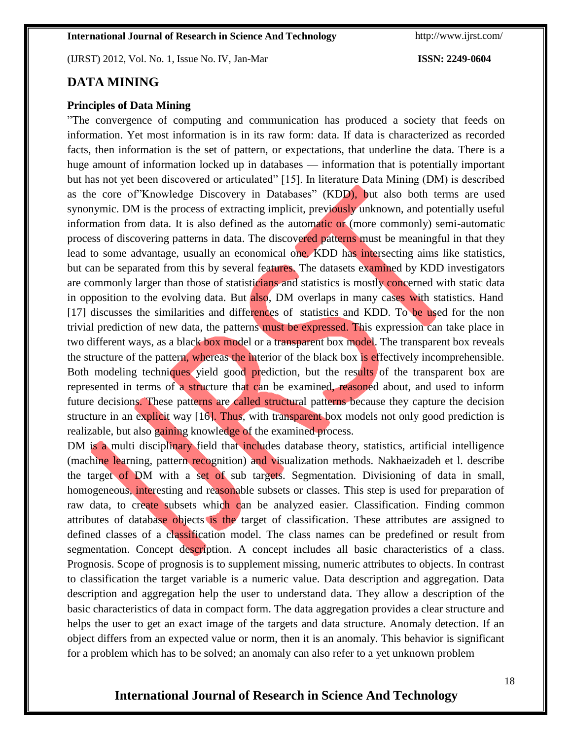# DATA MINING

### Principles of Data Mining

"The convergence of computing and communication has produced a society that feeds on information. Yet most information is in its raw form: data. If data is characterized as recorded facts, then information is the set of pattern, or expectations, that underline the data. There is a huge amount of information locked up in databases — information that is potentially important but has not yet been discovered or articulated" [15]. In literature Data Mining (DM) is described as the core of"Knowledge Discovery in Databases" (KDD), but also both terms are used synonymic. DM is the process of extracting implicit, previously unknown, and potentially useful information from data. It is also defined as the automatic or (more commonly) semi-automatic process of discovering patterns in data. The discovered patterns must be meaningful in that they lead to some advantage, usually an economical one. KDD has intersecting aims like statistics, but can be separated from this by several features. The datasets examined by KDD investigators are commonly larger than those of statisticians and statistics is mostly concerned with static data in opposition to the evolving data. But also, DM overlaps in many cases with statistics. Hand [17] discusses the similarities and differences of statistics and KDD. To be used for the non trivial prediction of new data, the patterns must be expressed. This expression can take place in two different ways, as a black box model or a transparent box model. The transparent box reveals the structure of the pattern, whereas the interior of the black box is effectively incomprehensible. Both modeling techniques yield good prediction, but the results of the transparent box are represented in terms of a structure that can be examined, reasoned about, and used to inform future decisions. These patterns are called structural patterns because they capture the decision structure in an explicit way [16]. Thus, with transparent box models not only good prediction is realizable, but also gaining knowledge of the examined process.

DM is a multi disciplinary field that includes database theory, statistics, artificial intelligence (machine learning, pattern recognition) and visualization methods. Nakhaeizadeh et l. describe the target of DM with a set of sub targets. Segmentation. Divisioning of data in small, homogeneous, interesting and reasonable subsets or classes. This step is used for preparation of raw data, to create subsets which can be analyzed easier. Classification. Finding common attributes of database objects is the target of classification. These attributes are assigned to defined classes of a classification model. The class names can be predefined or result from segmentation. Concept description. A concept includes all basic characteristics of a class. Prognosis. Scope of prognosis is to supplement missing, numeric attributes to objects. In contrast to classification the target variable is a numeric value. Data description and aggregation. Data description and aggregation help the user to understand data. They allow a description of the basic characteristics of data in compact form. The data aggregation provides a clear structure and helps the user to get an exact image of the targets and data structure. Anomaly detection. If an object differs from an expected value or norm, then it is an anomaly. This behavior is significant for a problem which has to be solved; an anomaly can also refer to a yet unknown problem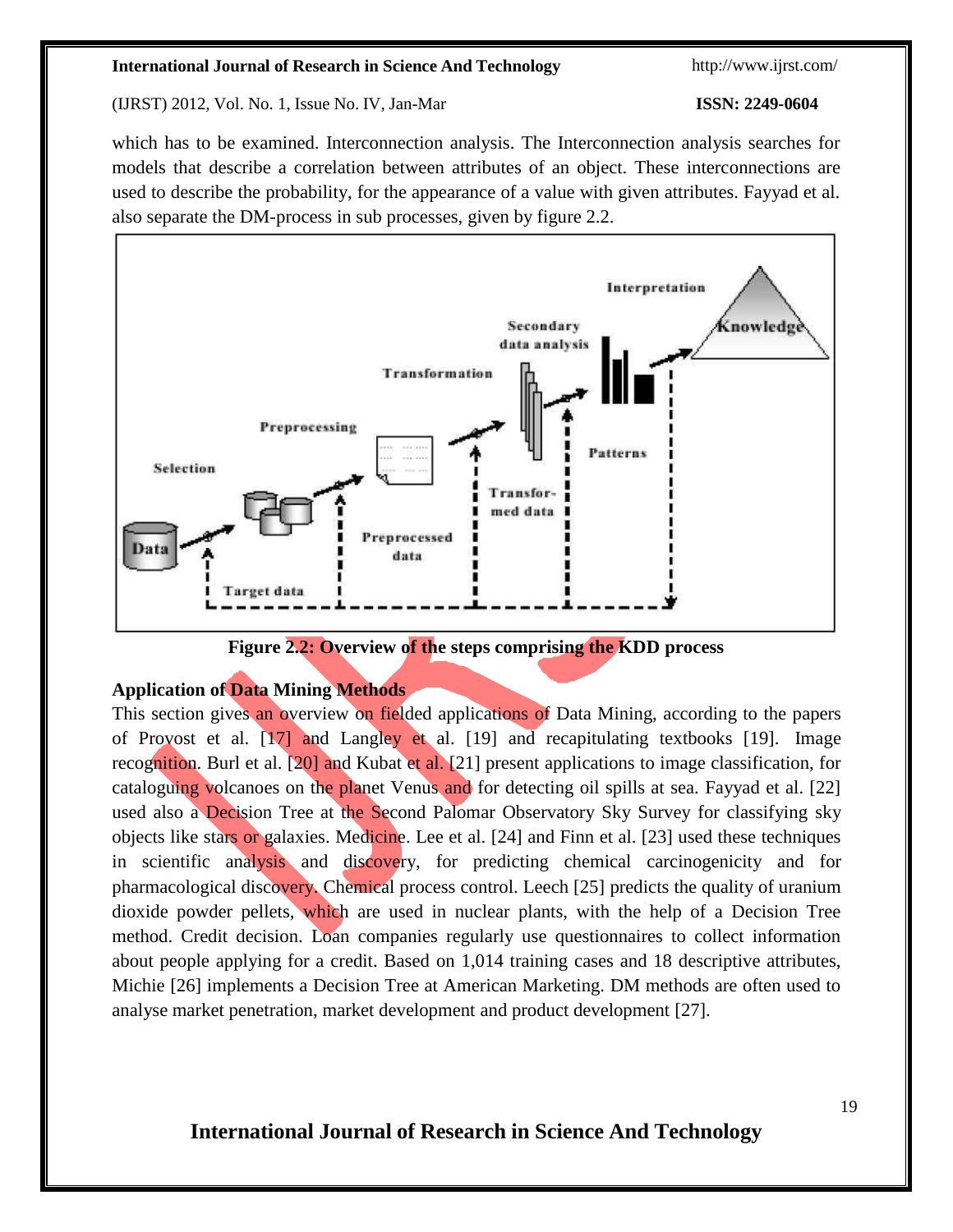which has to be examined. Interconnection analysis. The Interconnection analysis searches for models that describe a correlation between attributes of an object. These interconnections are used to describe the probability, for the appearance of a value with given attributes. Fayyad et al. also separate the DM-process in sub processes, given by figure 2.2.

**Figure 2.2: Overview of the steps comprising the KDD process**

**Application of Data Mining Methods**

This section gives an overview on fielded applications of Data Mining, according to the papers of Provost et al. [17] and Langley et al. [19] and recapitulating textbooks [19]. Image recognition. Burl et al. [20] and Kubat et al. [21] present applications to image classification, for cataloguing volcanoes on the planet Venus and for detecting oil spills at sea. Fayyad et al. [22] used also a Decision Tree at the Second Palomar Observatory Sky Survey for classifying sky objects like stars or galaxies. Medicine. Lee et al. [24] and Finn et al. [23] used these techniques in scientific analysis and discovery, for predicting chemical carcinogenicity and for pharmacological discovery. Chemical process control. Leech [25] predicts the quality of uranium dioxide powder pellets, which are used in nuclear plants, with the help of a Decision Tree method. Credit decision. Loan companies regularly use questionnaires to collect information about people applying for a credit. Based on 1,014 training cases and 18 descriptive attributes, Michie [26] implements a Decision Tree at American Marketing. DM methods are often used to analyse market penetration, market development and product development [27].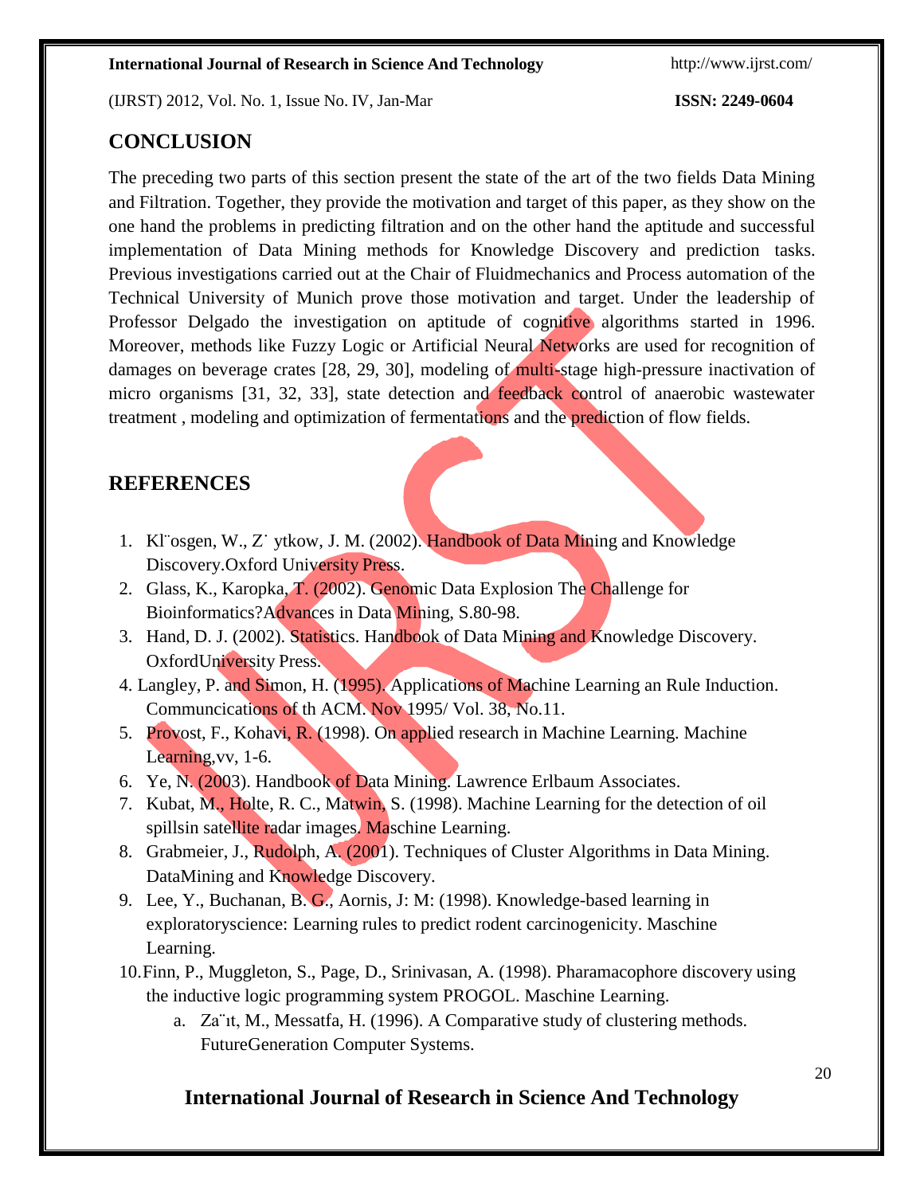## CONCLUSION

The preceding two parts of this section present the state of the art of the two fields Data Mining and Filtration. Together, they provide the motivation and target of this paper, as they show on the one hand the problems in predicting filtration and on the other hand the aptitude and successful implementation of Data Mining methods for Knowledge Discovery and prediction tasks. Previous investigations carried out at the Chair of Fluidmechanics and Process automation of the Technical University of Munich prove those motivation and target. Under the leadership of Professor Delgado the investigation on aptitude of cognitive algorithms started in 1996. Moreover, methods like Fuzzy Logic or Artificial Neural Networks are used for recognition of damages on beverage crates [28, 29, 30], modeling of multi-stage high-pressure inactivation of micro organisms [31, 32, 33], state detection and feedback control of anaerobic wastewater treatment , modeling and optimization of fermentations and the prediction of flow fields.

## REFERENCES

1. Kl¨osgen, W., Z˙ ytkow, J. M. (2002). Handbook of Data Mining and Knowledge Discovery.Oxford University Press.
2. Glass, K., Karopka, T. (2002). Genomic Data Explosion The Challenge for Bioinformatics?Advances in Data Mining, S.80-98.
3. Hand, D. J. (2002). Statistics. Handbook of Data Mining and Knowledge Discovery. OxfordUniversity Press.
4. Langley, P. and Simon, H. (1995). Applications of Machine Learning an Rule Induction. Communcications of th ACM. Nov 1995/ Vol. 38, No.11.
5. Provost, F., Kohavi, R. (1998). On applied research in Machine Learning. Machine Learning,vv, 1-6.
6. Ye, N. (2003). Handbook of Data Mining. Lawrence Erlbaum Associates.
7. Kubat, M., Holte, R. C., Matwin, S. (1998). Machine Learning for the detection of oil spillsin satellite radar images. Maschine Learning.
8. Grabmeier, J., Rudolph, A. (2001). Techniques of Cluster Algorithms in Data Mining. DataMining and Knowledge Discovery.
9. Lee, Y., Buchanan, B. G., Aornis, J: M: (1998). Knowledge-based learning in exploratoryscience: Learning rules to predict rodent carcinogenicity. Maschine Learning.
10. Finn, P., Muggleton, S., Page, D., Srinivasan, A. (1998). Pharamacophore discovery using the inductive logic programming system PROGOL. Maschine Learning.
    a. Za¨ıt, M., Messatfa, H. (1996). A Comparative study of clustering methods. FutureGeneration Computer Systems.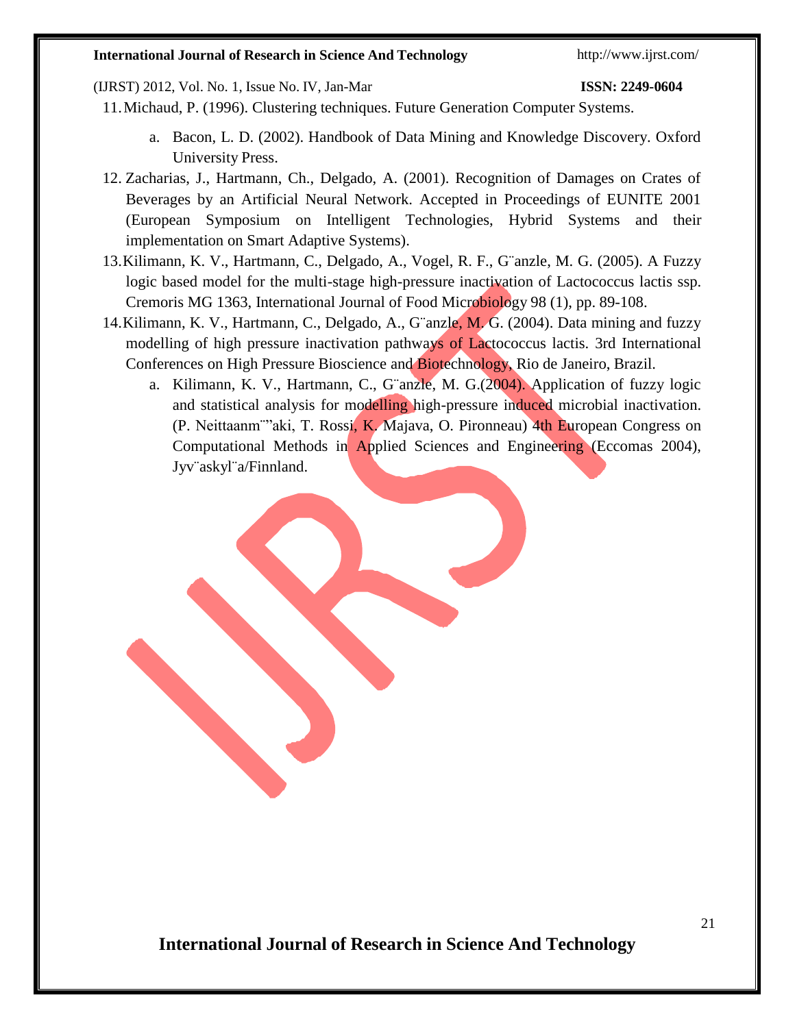11. Michaud, P. (1996). Clustering techniques. Future Generation Computer Systems.

    a. Bacon, L. D. (2002). Handbook of Data Mining and Knowledge Discovery. Oxford University Press.

12. Zacharias, J., Hartmann, Ch., Delgado, A. (2001). Recognition of Damages on Crates of Beverages by an Artificial Neural Network. Accepted in Proceedings of EUNITE 2001 (European Symposium on Intelligent Technologies, Hybrid Systems and their implementation on Smart Adaptive Systems).

13. Kilimann, K. V., Hartmann, C., Delgado, A., Vogel, R. F., G¨anzle, M. G. (2005). A Fuzzy logic based model for the multi-stage high-pressure inactivation of Lactococcus lactis ssp. Cremoris MG 1363, International Journal of Food Microbiology 98 (1), pp. 89-108.

14. Kilimann, K. V., Hartmann, C., Delgado, A., G¨anzle, M. G. (2004). Data mining and fuzzy modelling of high pressure inactivation pathways of Lactococcus lactis. 3rd International Conferences on High Pressure Bioscience and Biotechnology, Rio de Janeiro, Brazil.

    a. Kilimann, K. V., Hartmann, C., G¨anzle, M. G.(2004). Application of fuzzy logic and statistical analysis for modelling high-pressure induced microbial inactivation. (P. Neittaanm¨"aki, T. Rossi, K. Majava, O. Pironneau) 4th European Congress on Computational Methods in Applied Sciences and Engineering (Eccomas 2004), Jyv¨askyl¨a/Finnland.